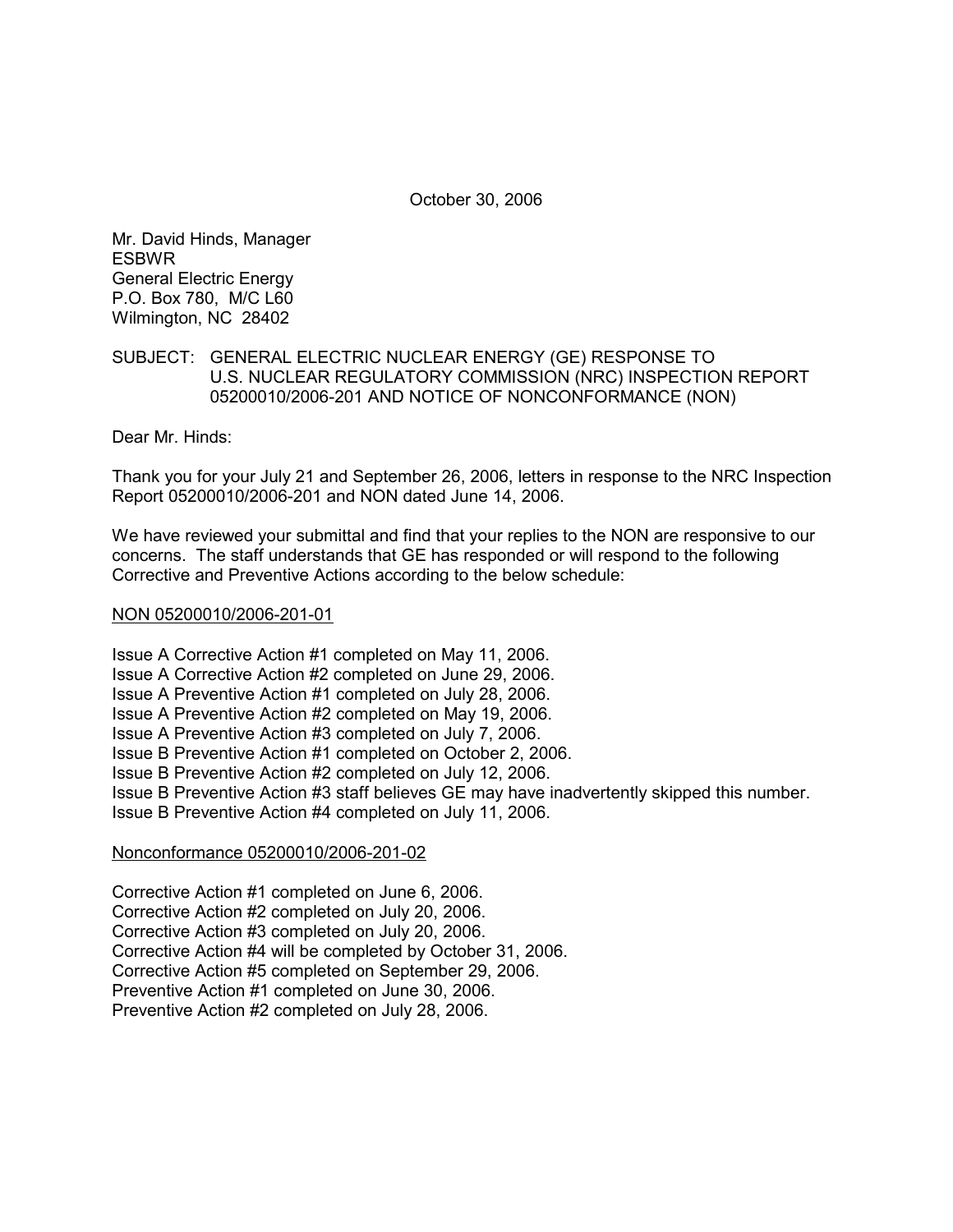October 30, 2006

Mr. David Hinds, Manager
ESBWR
General Electric Energy
P.O. Box 780, M/C L60
Wilmington, NC 28402

SUBJECT: GENERAL ELECTRIC NUCLEAR ENERGY (GE) RESPONSE TO U.S. NUCLEAR REGULATORY COMMISSION (NRC) INSPECTION REPORT 05200010/2006-201 AND NOTICE OF NONCONFORMANCE (NON)

Dear Mr. Hinds:

Thank you for your July 21 and September 26, 2006, letters in response to the NRC Inspection Report 05200010/2006-201 and NON dated June 14, 2006.

We have reviewed your submittal and find that your replies to the NON are responsive to our concerns. The staff understands that GE has responded or will respond to the following Corrective and Preventive Actions according to the below schedule:

<u>NON 05200010/2006-201-01</u>

Issue A Corrective Action #1 completed on May 11, 2006.
Issue A Corrective Action #2 completed on June 29, 2006.
Issue A Preventive Action #1 completed on July 28, 2006.
Issue A Preventive Action #2 completed on May 19, 2006.
Issue A Preventive Action #3 completed on July 7, 2006.
Issue B Preventive Action #1 completed on October 2, 2006.
Issue B Preventive Action #2 completed on July 12, 2006.
Issue B Preventive Action #3 staff believes GE may have inadvertently skipped this number.
Issue B Preventive Action #4 completed on July 11, 2006.

<u>Nonconformance 05200010/2006-201-02</u>

Corrective Action #1 completed on June 6, 2006.
Corrective Action #2 completed on July 20, 2006.
Corrective Action #3 completed on July 20, 2006.
Corrective Action #4 will be completed by October 31, 2006.
Corrective Action #5 completed on September 29, 2006.
Preventive Action #1 completed on June 30, 2006.
Preventive Action #2 completed on July 28, 2006.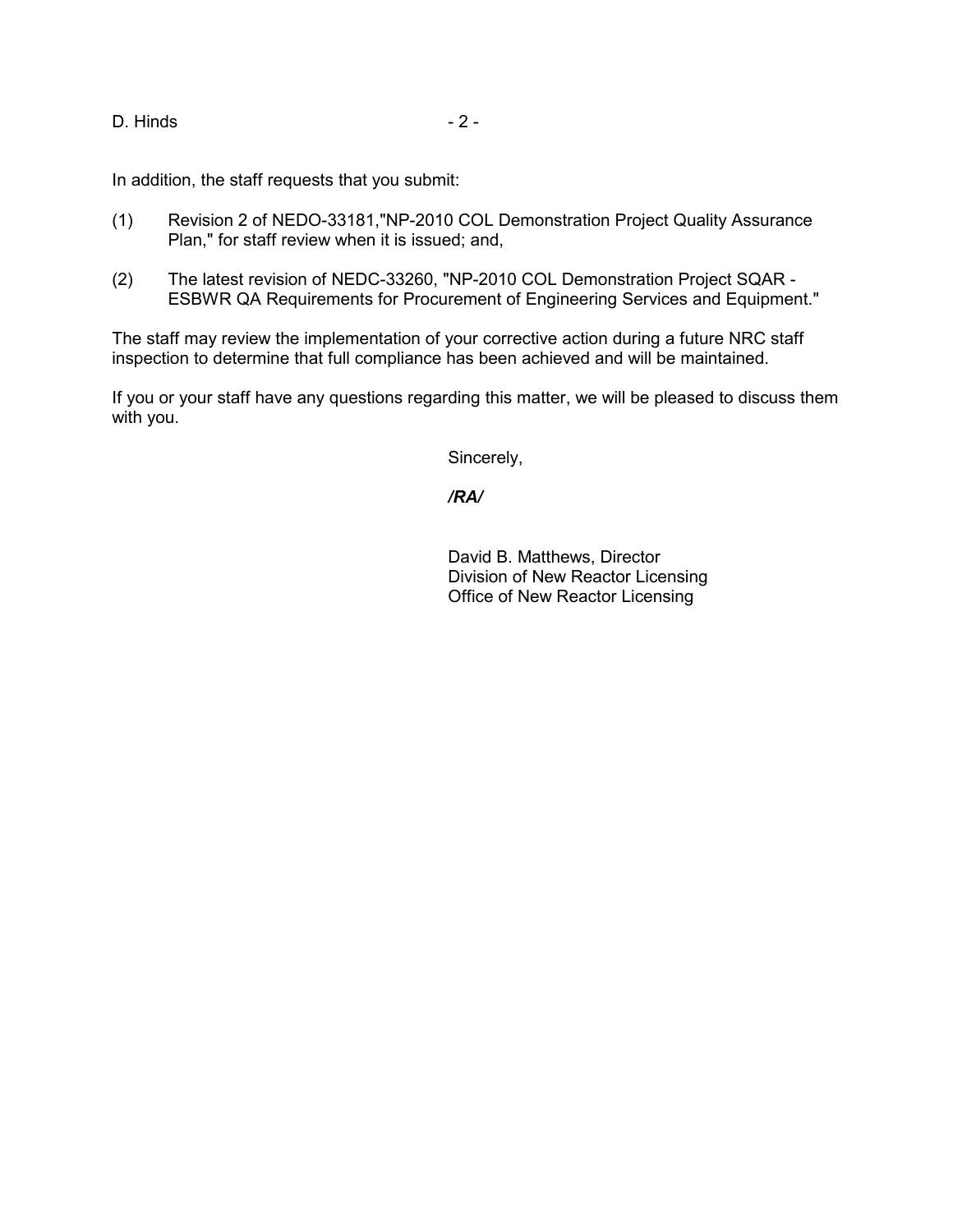In addition, the staff requests that you submit:

(1) Revision 2 of NEDO-33181,"NP-2010 COL Demonstration Project Quality Assurance Plan," for staff review when it is issued; and,

(2) The latest revision of NEDC-33260, "NP-2010 COL Demonstration Project SQAR - ESBWR QA Requirements for Procurement of Engineering Services and Equipment."

The staff may review the implementation of your corrective action during a future NRC staff inspection to determine that full compliance has been achieved and will be maintained.

If you or your staff have any questions regarding this matter, we will be pleased to discuss them with you.

Sincerely,

***/RA/***

David B. Matthews, Director
Division of New Reactor Licensing
Office of New Reactor Licensing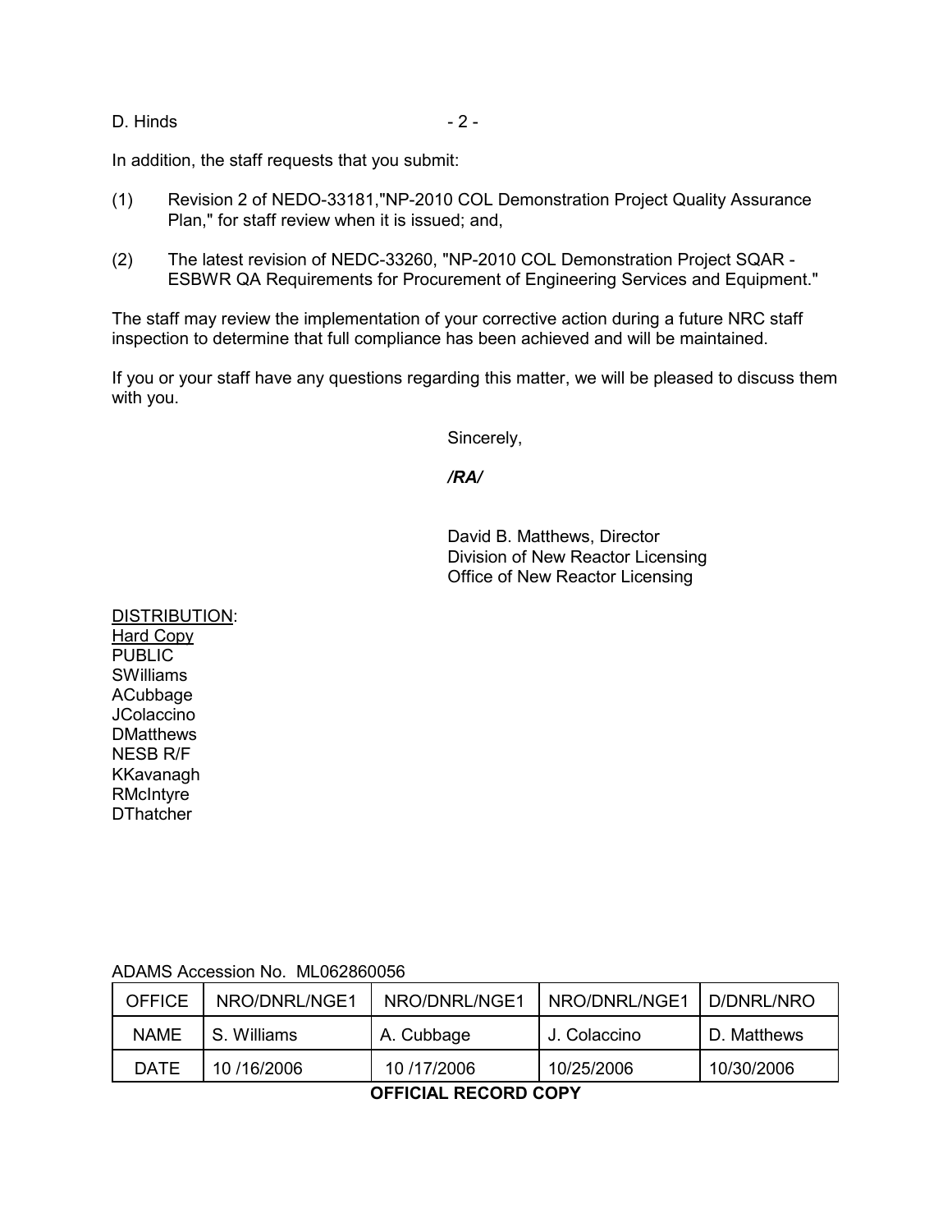In addition, the staff requests that you submit:

(1) Revision 2 of NEDO-33181,"NP-2010 COL Demonstration Project Quality Assurance Plan," for staff review when it is issued; and,

(2) The latest revision of NEDC-33260, "NP-2010 COL Demonstration Project SQAR - ESBWR QA Requirements for Procurement of Engineering Services and Equipment."

The staff may review the implementation of your corrective action during a future NRC staff inspection to determine that full compliance has been achieved and will be maintained.

If you or your staff have any questions regarding this matter, we will be pleased to discuss them with you.

Sincerely,

*/RA/*

David B. Matthews, Director
Division of New Reactor Licensing
Office of New Reactor Licensing

DISTRIBUTION:
Hard Copy
PUBLIC
SWilliams
ACubbage
JColaccino
DMatthews
NESB R/F
KKavanagh
RMcIntyre
DThatcher

ADAMS Accession No. ML062860056

| OFFICE | NRO/DNRL/NGE1 | NRO/DNRL/NGE1 | NRO/DNRL/NGE1 | D/DNRL/NRO |
|---|---|---|---|---|
| NAME | S. Williams | A. Cubbage | J. Colaccino | D. Matthews |
| DATE | 10 /16/2006 | 10 /17/2006 | 10/25/2006 | 10/30/2006 |

**OFFICIAL RECORD COPY**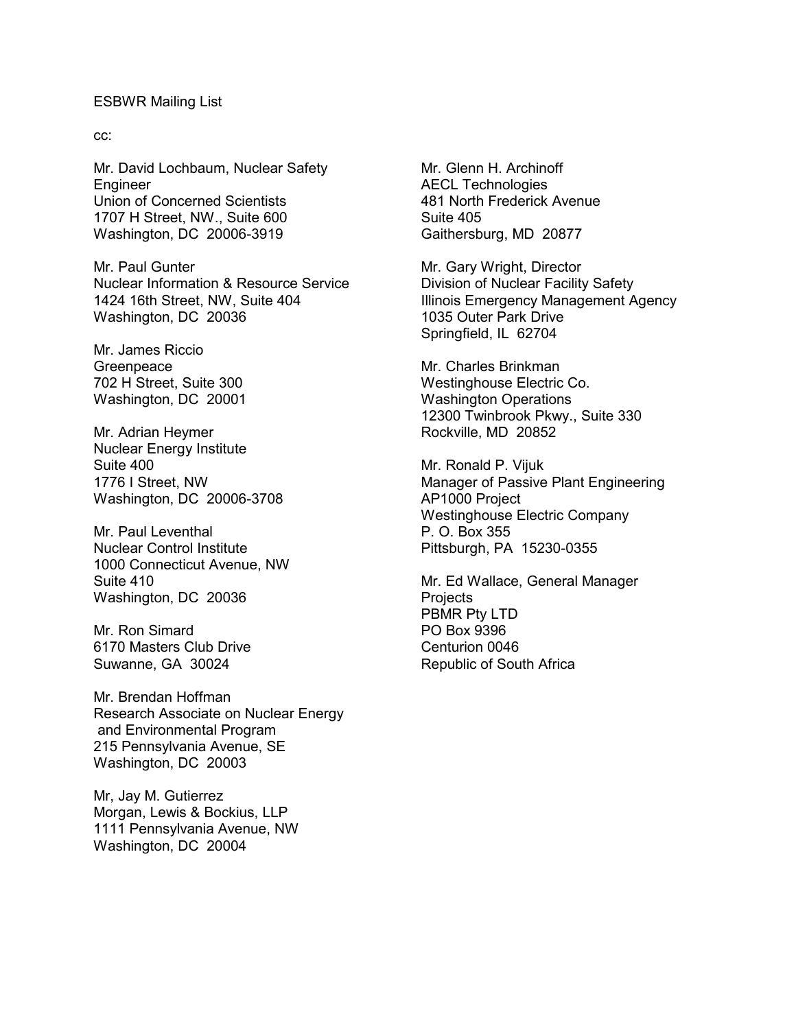ESBWR Mailing List

cc:

Mr. David Lochbaum, Nuclear Safety Engineer
Union of Concerned Scientists
1707 H Street, NW., Suite 600
Washington, DC 20006-3919

Mr. Paul Gunter
Nuclear Information & Resource Service
1424 16th Street, NW, Suite 404
Washington, DC 20036

Mr. James Riccio
Greenpeace
702 H Street, Suite 300
Washington, DC 20001

Mr. Adrian Heymer
Nuclear Energy Institute
Suite 400
1776 I Street, NW
Washington, DC 20006-3708

Mr. Paul Leventhal
Nuclear Control Institute
1000 Connecticut Avenue, NW
Suite 410
Washington, DC 20036

Mr. Ron Simard
6170 Masters Club Drive
Suwanne, GA 30024

Mr. Brendan Hoffman
Research Associate on Nuclear Energy and Environmental Program
215 Pennsylvania Avenue, SE
Washington, DC 20003

Mr, Jay M. Gutierrez
Morgan, Lewis & Bockius, LLP
1111 Pennsylvania Avenue, NW
Washington, DC 20004

Mr. Glenn H. Archinoff
AECL Technologies
481 North Frederick Avenue
Suite 405
Gaithersburg, MD 20877

Mr. Gary Wright, Director
Division of Nuclear Facility Safety
Illinois Emergency Management Agency
1035 Outer Park Drive
Springfield, IL 62704

Mr. Charles Brinkman
Westinghouse Electric Co.
Washington Operations
12300 Twinbrook Pkwy., Suite 330
Rockville, MD 20852

Mr. Ronald P. Vijuk
Manager of Passive Plant Engineering
AP1000 Project
Westinghouse Electric Company
P. O. Box 355
Pittsburgh, PA 15230-0355

Mr. Ed Wallace, General Manager
Projects
PBMR Pty LTD
PO Box 9396
Centurion 0046
Republic of South Africa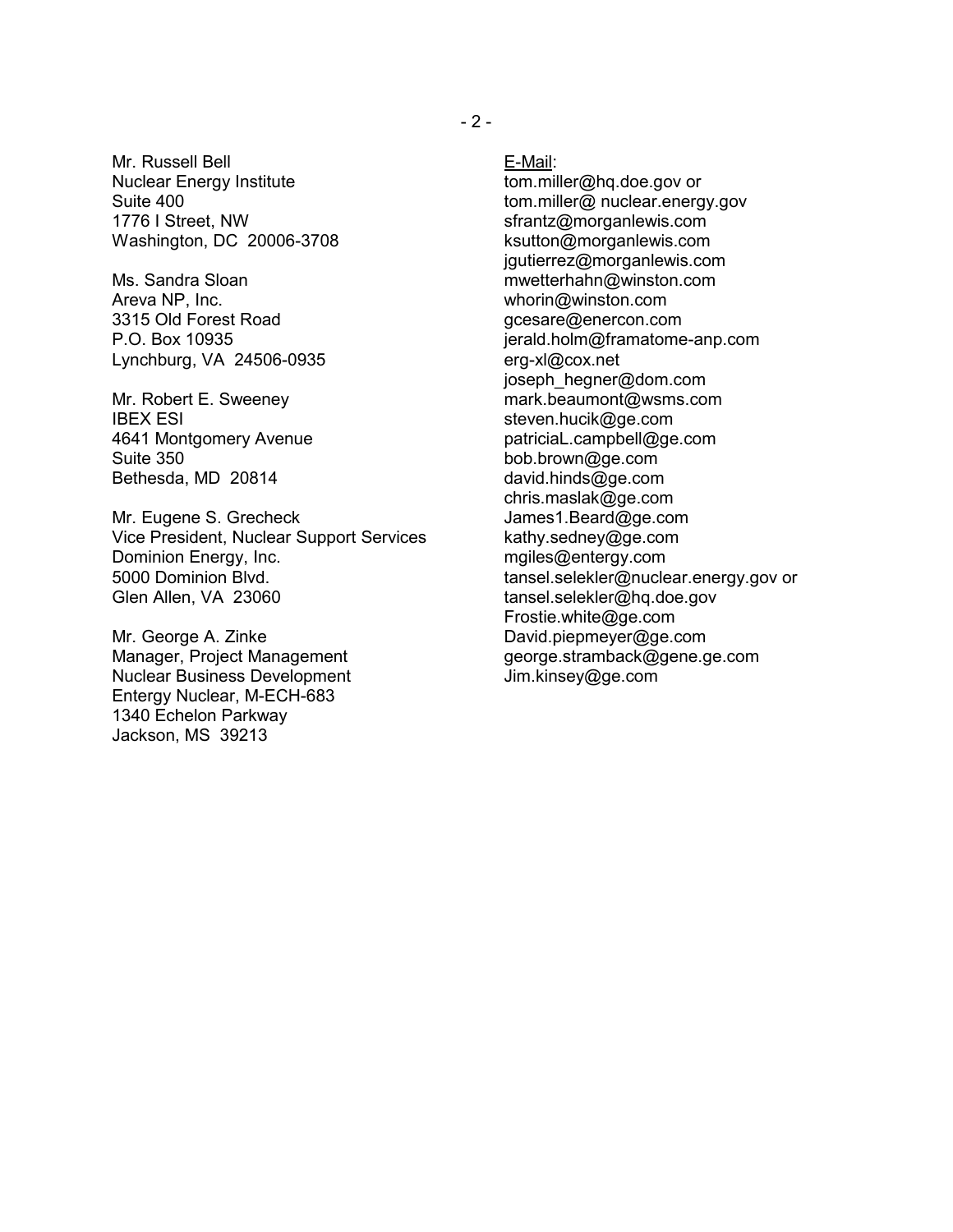Mr. Russell Bell
Nuclear Energy Institute
Suite 400
1776 I Street, NW
Washington, DC 20006-3708

Ms. Sandra Sloan
Areva NP, Inc.
3315 Old Forest Road
P.O. Box 10935
Lynchburg, VA 24506-0935

Mr. Robert E. Sweeney
IBEX ESI
4641 Montgomery Avenue
Suite 350
Bethesda, MD 20814

Mr. Eugene S. Grecheck
Vice President, Nuclear Support Services
Dominion Energy, Inc.
5000 Dominion Blvd.
Glen Allen, VA 23060

Mr. George A. Zinke
Manager, Project Management
Nuclear Business Development
Entergy Nuclear, M-ECH-683
1340 Echelon Parkway
Jackson, MS 39213

<u>E-Mail</u>:
tom.miller@hq.doe.gov or
tom.miller@ nuclear.energy.gov
sfrantz@morganlewis.com
ksutton@morganlewis.com
jgutierrez@morganlewis.com
mwetterhahn@winston.com
whorin@winston.com
gcesare@enercon.com
jerald.holm@framatome-anp.com
erg-xl@cox.net
joseph_hegner@dom.com
mark.beaumont@wsms.com
steven.hucik@ge.com
patriciaL.campbell@ge.com
bob.brown@ge.com
david.hinds@ge.com
chris.maslak@ge.com
James1.Beard@ge.com
kathy.sedney@ge.com
mgiles@entergy.com
tansel.selekler@nuclear.energy.gov or
tansel.selekler@hq.doe.gov
Frostie.white@ge.com
David.piepmeyer@ge.com
george.stramback@gene.ge.com
Jim.kinsey@ge.com